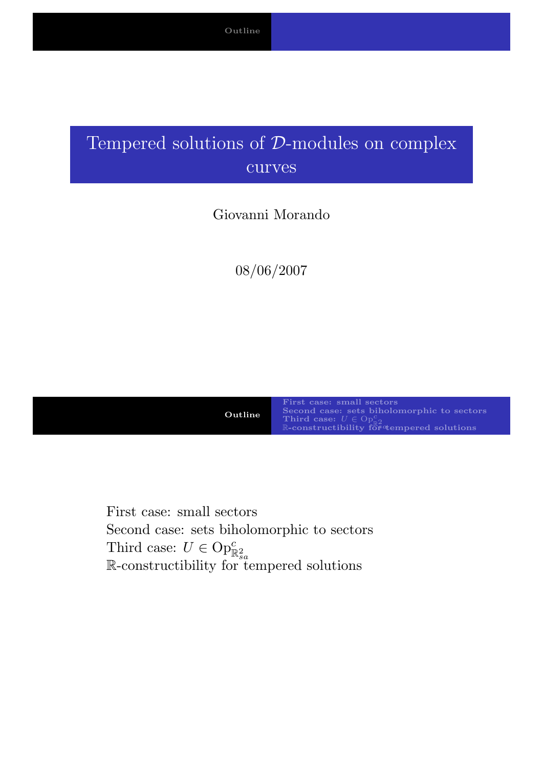# Tempered solutions of $\mathcal{D}$-modules on complex curves

Giovanni Morando

08/06/2007

## Outline

First case: small sectors
Second case: sets biholomorphic to sectors
Third case: $U \in \mathrm{Op}^c_{\mathbb{R}^2_{sa}}$
$\mathbb{R}$-constructibility for tempered solutions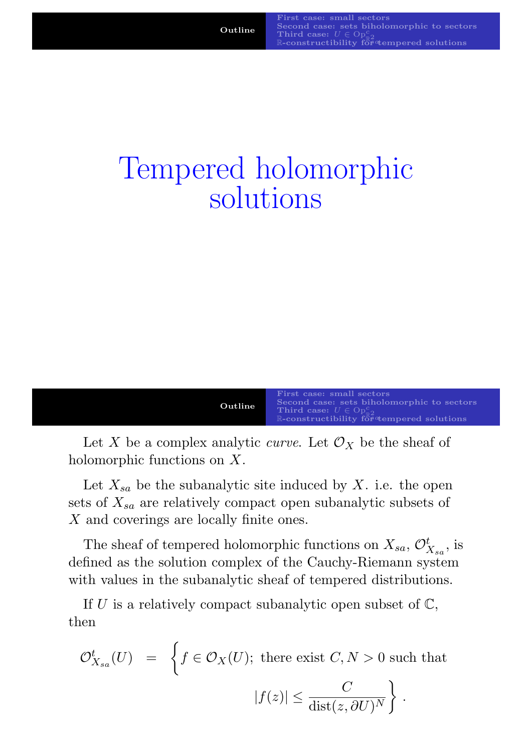# Tempered holomorphic solutions

Let $X$ be a complex analytic *curve*. Let $\mathcal{O}_X$ be the sheaf of holomorphic functions on $X$.

Let $X_{sa}$ be the subanalytic site induced by $X$. i.e. the open sets of $X_{sa}$ are relatively compact open subanalytic subsets of $X$ and coverings are locally finite ones.

The sheaf of tempered holomorphic functions on $X_{sa}$, $\mathcal{O}^t_{X_{sa}}$, is defined as the solution complex of the Cauchy-Riemann system with values in the subanalytic sheaf of tempered distributions.

If $U$ is a relatively compact subanalytic open subset of $\mathbb{C}$, then

$$\mathcal{O}^t_{X_{sa}}(U) = \left\{ f \in \mathcal{O}_X(U);\ \text{there exist } C, N > 0 \text{ such that } |f(z)| \leq \frac{C}{\operatorname{dist}(z, \partial U)^N} \right\}.$$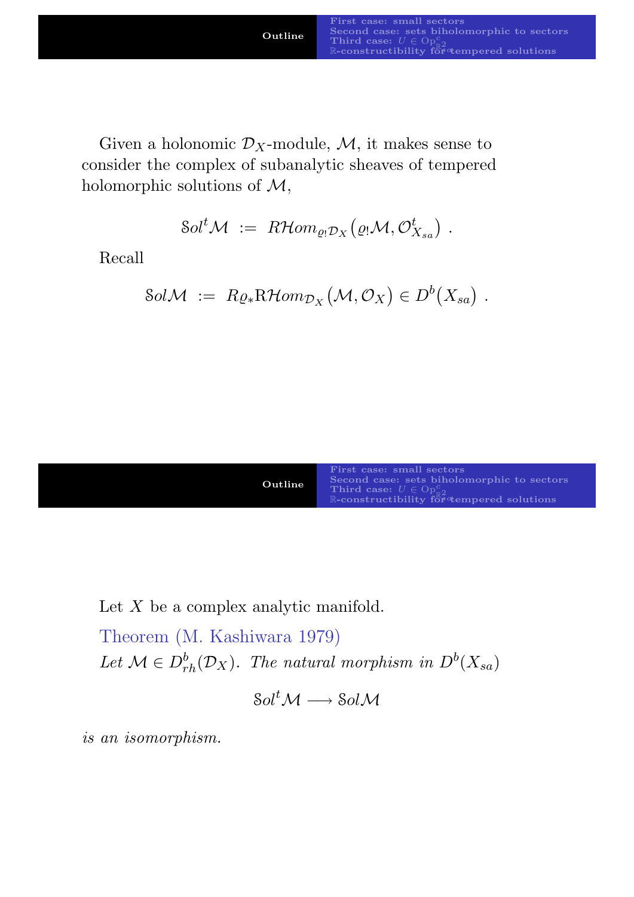Given a holonomic $\mathcal{D}_X$-module, $\mathcal{M}$, it makes sense to consider the complex of subanalytic sheaves of tempered holomorphic solutions of $\mathcal{M}$,

$$\mathcal{S}ol^t\mathcal{M} \ := \ R\mathcal{H}om_{\varrho_!\mathcal{D}_X}\big(\varrho_!\mathcal{M}, \mathcal{O}^t_{X_{sa}}\big) \ .$$

Recall

$$\mathcal{S}ol\mathcal{M} \ := \ R\varrho_* \mathrm{R}\mathcal{H}om_{\mathcal{D}_X}\big(\mathcal{M}, \mathcal{O}_X\big) \in D^b\big(X_{sa}\big) \ .$$

Let $X$ be a complex analytic manifold.

**Theorem (M. Kashiwara 1979)**

*Let $\mathcal{M} \in D^b_{rh}(\mathcal{D}_X)$. The natural morphism in $D^b(X_{sa})$*

$$\mathcal{S}ol^t\mathcal{M} \longrightarrow \mathcal{S}ol\mathcal{M}$$

*is an isomorphism.*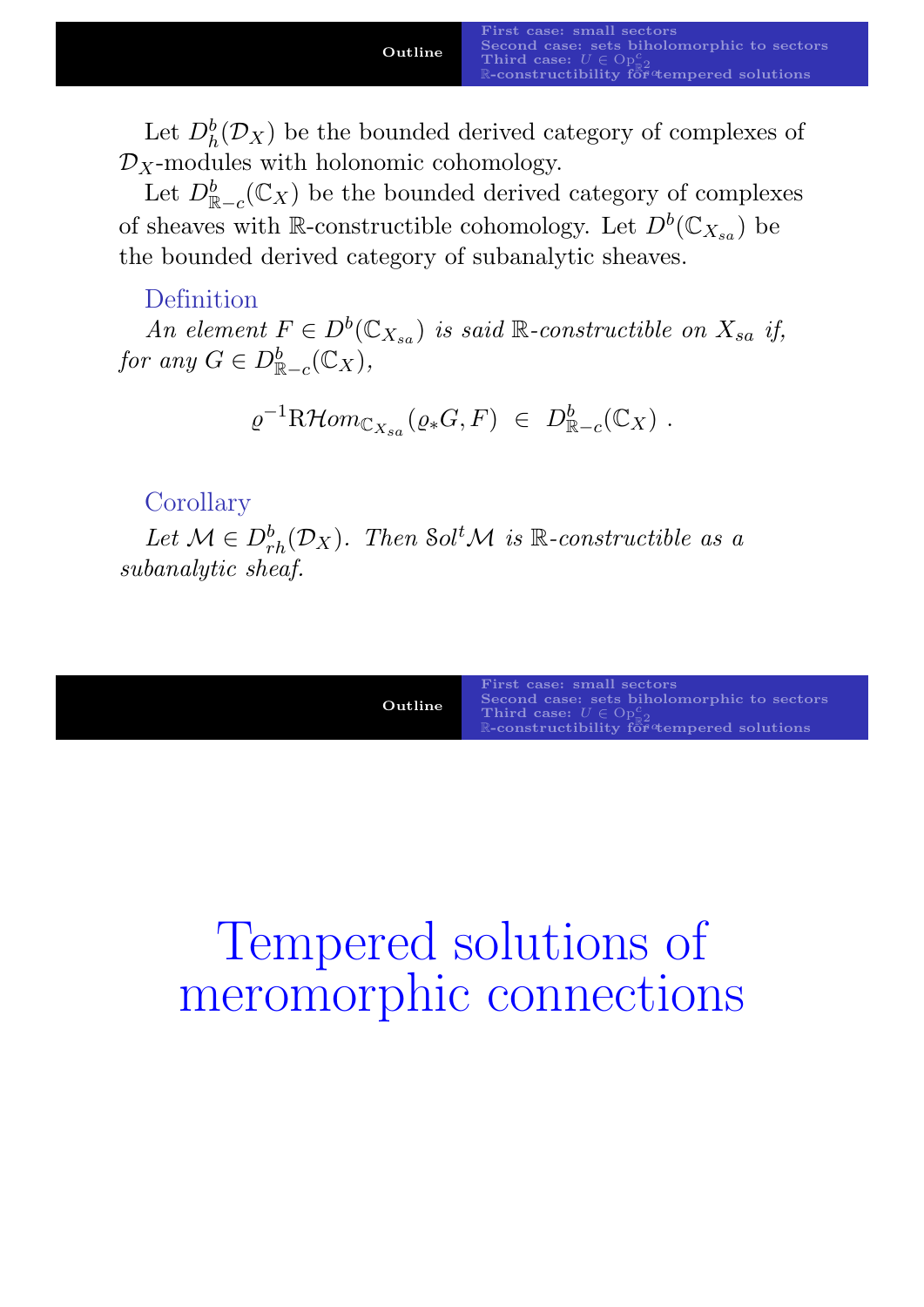Let $D^b_h(\mathcal{D}_X)$ be the bounded derived category of complexes of $\mathcal{D}_X$-modules with holonomic cohomology.

Let $D^b_{\mathbb{R}-c}(\mathbb{C}_X)$ be the bounded derived category of complexes of sheaves with $\mathbb{R}$-constructible cohomology. Let $D^b(\mathbb{C}_{X_{sa}})$ be the bounded derived category of subanalytic sheaves.

**Definition**

*An element $F \in D^b(\mathbb{C}_{X_{sa}})$ is said $\mathbb{R}$-constructible on $X_{sa}$ if, for any $G \in D^b_{\mathbb{R}-c}(\mathbb{C}_X)$,*

$$\varrho^{-1}\mathrm{R}\mathcal{H}om_{\mathbb{C}_{X_{sa}}}(\varrho_* G, F) \in D^b_{\mathbb{R}-c}(\mathbb{C}_X) .$$

**Corollary**

*Let $\mathcal{M} \in D^b_{rh}(\mathcal{D}_X)$. Then $\mathcal{S}ol^t\mathcal{M}$ is $\mathbb{R}$-constructible as a subanalytic sheaf.*

# Tempered solutions of meromorphic connections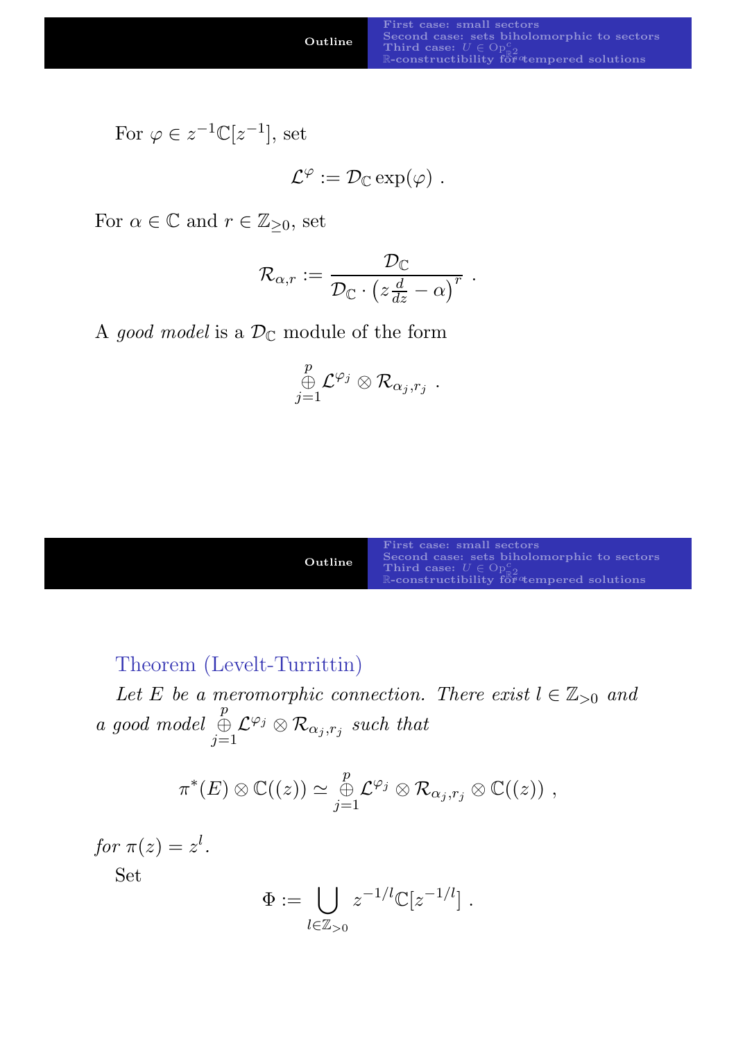For $\varphi \in z^{-1}\mathbb{C}[z^{-1}]$, set

$$\mathcal{L}^{\varphi} := \mathcal{D}_{\mathbb{C}} \exp(\varphi) \ .$$

For $\alpha \in \mathbb{C}$ and $r \in \mathbb{Z}_{\geq 0}$, set

$$\mathcal{R}_{\alpha,r} := \frac{\mathcal{D}_{\mathbb{C}}}{\mathcal{D}_{\mathbb{C}} \cdot \left(z\frac{d}{dz} - \alpha\right)^r} \ .$$

A *good model* is a $\mathcal{D}_{\mathbb{C}}$ module of the form

$$\bigoplus_{j=1}^{p} \mathcal{L}^{\varphi_j} \otimes \mathcal{R}_{\alpha_j,r_j} \ .$$

### Theorem (Levelt-Turrittin)

*Let $E$ be a meromorphic connection. There exist $l \in \mathbb{Z}_{>0}$ and a good model $\bigoplus_{j=1}^{p} \mathcal{L}^{\varphi_j} \otimes \mathcal{R}_{\alpha_j,r_j}$ such that*

$$\pi^*(E) \otimes \mathbb{C}((z)) \simeq \bigoplus_{j=1}^{p} \mathcal{L}^{\varphi_j} \otimes \mathcal{R}_{\alpha_j,r_j} \otimes \mathbb{C}((z)) \ ,$$

*for $\pi(z) = z^l$.*

Set

$$\Phi := \bigcup_{l \in \mathbb{Z}_{>0}} z^{-1/l}\mathbb{C}[z^{-1/l}] \ .$$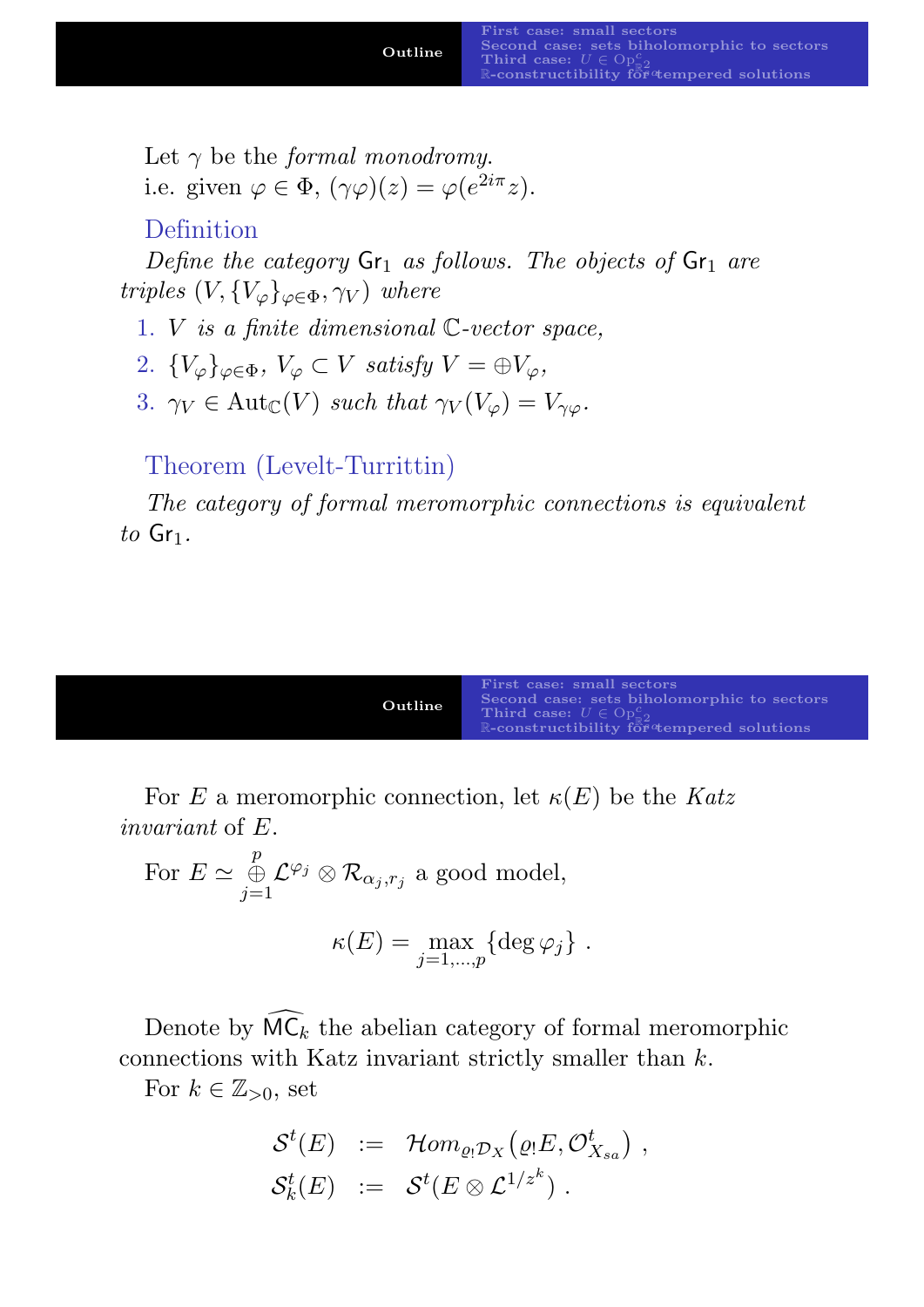Let $\gamma$ be the *formal monodromy*.
i.e. given $\varphi \in \Phi$, $(\gamma\varphi)(z) = \varphi(e^{2i\pi}z)$.

**Definition**

*Define the category $\mathsf{Gr}_1$ as follows. The objects of $\mathsf{Gr}_1$ are triples $(V, \{V_\varphi\}_{\varphi\in\Phi}, \gamma_V)$ where*

1. *$V$ is a finite dimensional $\mathbb{C}$-vector space,*
2. *$\{V_\varphi\}_{\varphi\in\Phi}$, $V_\varphi \subset V$ satisfy $V = \oplus V_\varphi$,*
3. *$\gamma_V \in \mathrm{Aut}_{\mathbb{C}}(V)$ such that $\gamma_V(V_\varphi) = V_{\gamma\varphi}$.*

**Theorem (Levelt-Turrittin)**

*The category of formal meromorphic connections is equivalent to $\mathsf{Gr}_1$.*

For $E$ a meromorphic connection, let $\kappa(E)$ be the *Katz invariant* of $E$.

For $E \simeq \overset{p}{\underset{j=1}{\oplus}} \mathcal{L}^{\varphi_j} \otimes \mathcal{R}_{\alpha_j, r_j}$ a good model,

$$\kappa(E) = \max_{j=1,\dots,p}\{\deg \varphi_j\} \ .$$

Denote by $\widehat{\mathsf{MC}}_k$ the abelian category of formal meromorphic connections with Katz invariant strictly smaller than $k$.

For $k \in \mathbb{Z}_{>0}$, set

$$\begin{aligned}
\mathcal{S}^t(E) &:= \mathcal{H}om_{\varrho_!\mathcal{D}_X}\left(\varrho_! E, \mathcal{O}^t_{X_{sa}}\right) , \\
\mathcal{S}^t_k(E) &:= \mathcal{S}^t(E \otimes \mathcal{L}^{1/z^k}) .
\end{aligned}$$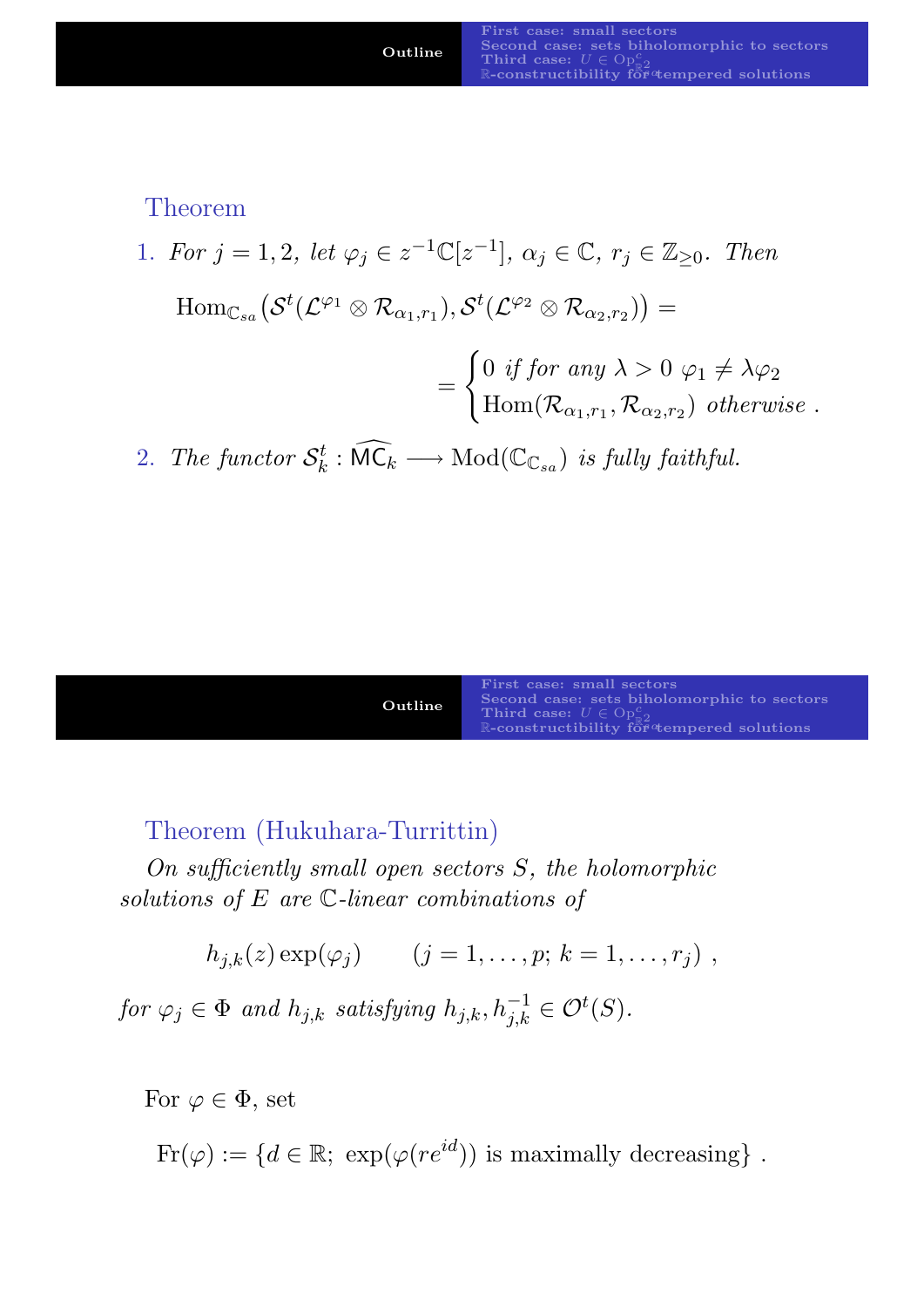### Theorem

1. *For $j = 1, 2$, let $\varphi_j \in z^{-1}\mathbb{C}[z^{-1}]$, $\alpha_j \in \mathbb{C}$, $r_j \in \mathbb{Z}_{\geq 0}$. Then*

$$\mathrm{Hom}_{\mathbb{C}_{sa}}\big(\mathcal{S}^t(\mathcal{L}^{\varphi_1} \otimes \mathcal{R}_{\alpha_1,r_1}), \mathcal{S}^t(\mathcal{L}^{\varphi_2} \otimes \mathcal{R}_{\alpha_2,r_2})\big) =$$

$$= \begin{cases} 0 \text{ if for any } \lambda > 0 \ \varphi_1 \neq \lambda\varphi_2 \\ \mathrm{Hom}(\mathcal{R}_{\alpha_1,r_1}, \mathcal{R}_{\alpha_2,r_2}) \text{ otherwise} . \end{cases}$$

2. *The functor $\mathcal{S}^t_k : \widehat{\mathsf{MC}_k} \longrightarrow \mathrm{Mod}(\mathbb{C}_{\mathbb{C}_{sa}})$ is fully faithful.*

### Theorem (Hukuhara-Turrittin)

*On sufficiently small open sectors $S$, the holomorphic solutions of $E$ are $\mathbb{C}$-linear combinations of*

$$h_{j,k}(z)\exp(\varphi_j) \qquad (j = 1, \ldots, p;\ k = 1, \ldots, r_j) ,$$

*for $\varphi_j \in \Phi$ and $h_{j,k}$ satisfying $h_{j,k}, h_{j,k}^{-1} \in \mathcal{O}^t(S)$.*

For $\varphi \in \Phi$, set

$$\mathrm{Fr}(\varphi) := \{d \in \mathbb{R};\ \exp(\varphi(re^{id})) \text{ is maximally decreasing}\} .$$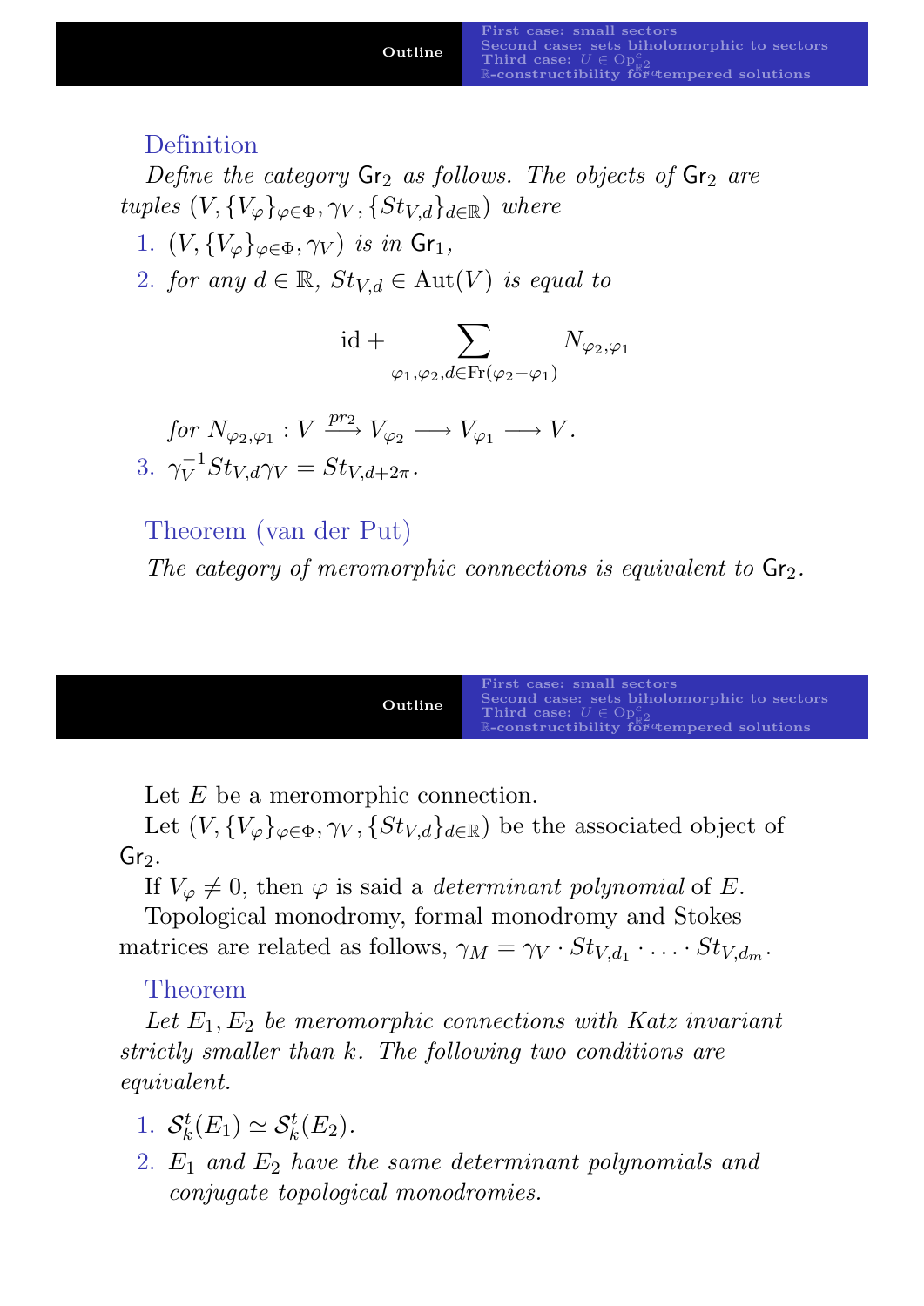**Definition**

*Define the category* $\mathsf{Gr}_2$ *as follows. The objects of* $\mathsf{Gr}_2$ *are tuples* $(V, \{V_\varphi\}_{\varphi\in\Phi}, \gamma_V, \{St_{V,d}\}_{d\in\mathbb{R}})$ *where*

1. $(V, \{V_\varphi\}_{\varphi\in\Phi}, \gamma_V)$ *is in* $\mathsf{Gr}_1$,
2. *for any* $d \in \mathbb{R}$, $St_{V,d} \in \mathrm{Aut}(V)$ *is equal to*

$$\mathrm{id} + \sum_{\varphi_1,\varphi_2, d\in \mathrm{Fr}(\varphi_2-\varphi_1)} N_{\varphi_2,\varphi_1}$$

*for* $N_{\varphi_2,\varphi_1} : V \xrightarrow{pr_2} V_{\varphi_2} \longrightarrow V_{\varphi_1} \longrightarrow V$.

3. $\gamma_V^{-1} St_{V,d} \gamma_V = St_{V,d+2\pi}$.

**Theorem (van der Put)**

*The category of meromorphic connections is equivalent to* $\mathsf{Gr}_2$.

Let $E$ be a meromorphic connection.

Let $(V, \{V_\varphi\}_{\varphi\in\Phi}, \gamma_V, \{St_{V,d}\}_{d\in\mathbb{R}})$ be the associated object of $\mathsf{Gr}_2$.

If $V_\varphi \neq 0$, then $\varphi$ is said a *determinant polynomial* of $E$.

Topological monodromy, formal monodromy and Stokes matrices are related as follows, $\gamma_M = \gamma_V \cdot St_{V,d_1} \cdot \ldots \cdot St_{V,d_m}$.

**Theorem**

*Let* $E_1, E_2$ *be meromorphic connections with Katz invariant strictly smaller than* $k$. *The following two conditions are equivalent.*

1. $\mathcal{S}_k^t(E_1) \simeq \mathcal{S}_k^t(E_2)$.
2. $E_1$ *and* $E_2$ *have the same determinant polynomials and conjugate topological monodromies.*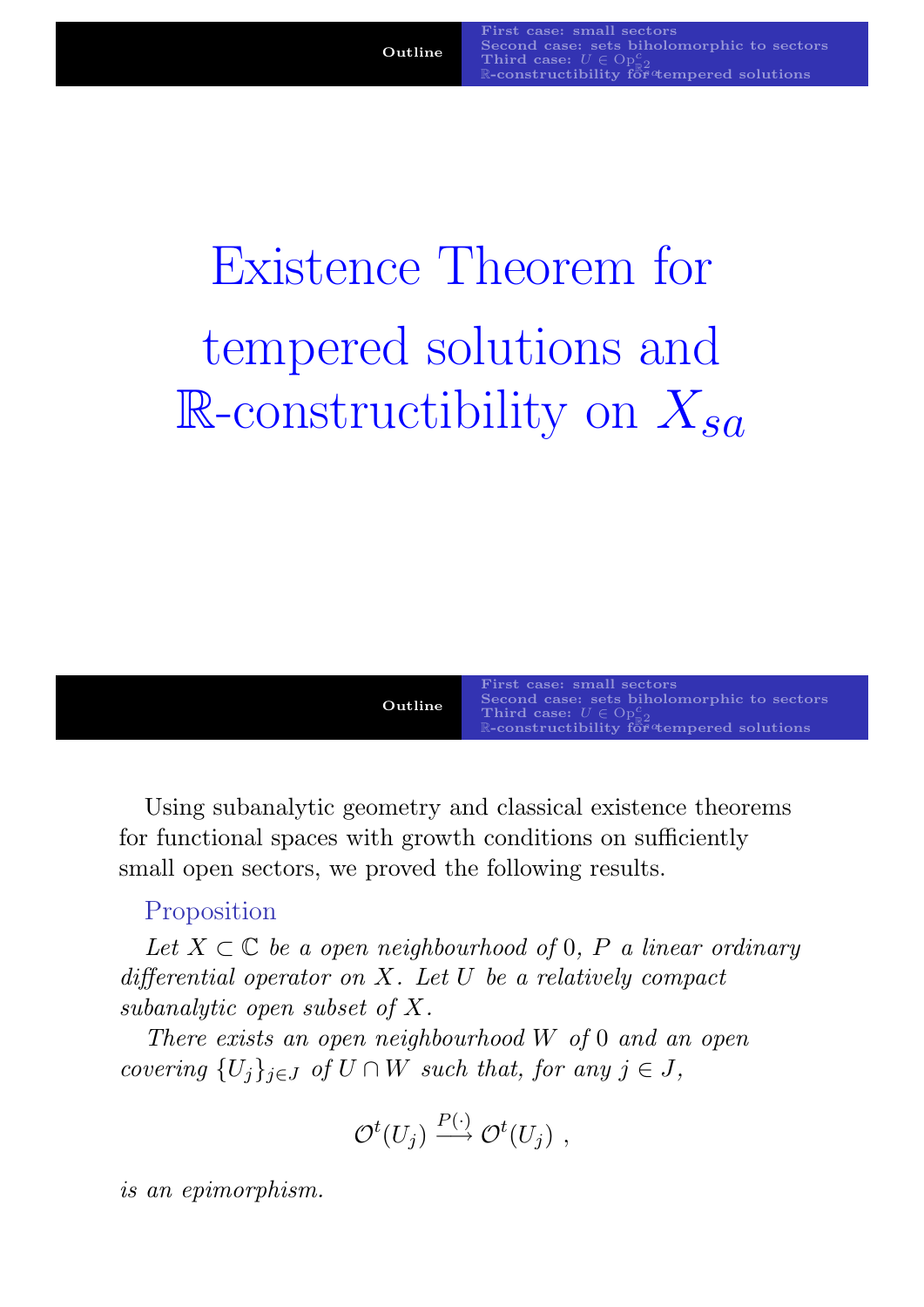# Existence Theorem for tempered solutions and $\mathbb{R}$-constructibility on $X_{sa}$

Using subanalytic geometry and classical existence theorems for functional spaces with growth conditions on sufficiently small open sectors, we proved the following results.

**Proposition**

*Let $X \subset \mathbb{C}$ be a open neighbourhood of $0$, $P$ a linear ordinary differential operator on $X$. Let $U$ be a relatively compact subanalytic open subset of $X$.*

*There exists an open neighbourhood $W$ of $0$ and an open covering $\{U_j\}_{j \in J}$ of $U \cap W$ such that, for any $j \in J$,*

$$\mathcal{O}^t(U_j) \xrightarrow{P(\cdot)} \mathcal{O}^t(U_j) \ ,$$

*is an epimorphism.*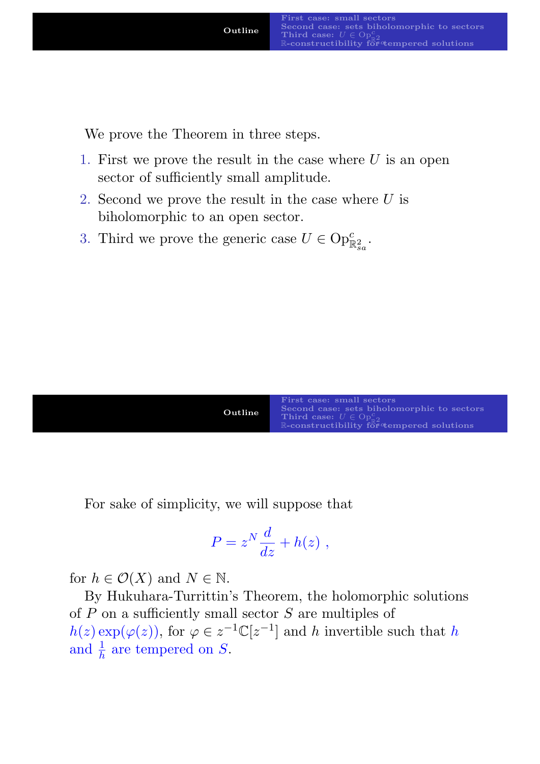We prove the Theorem in three steps.

1. First we prove the result in the case where $U$ is an open sector of sufficiently small amplitude.
2. Second we prove the result in the case where $U$ is biholomorphic to an open sector.
3. Third we prove the generic case $U \in \mathrm{Op}^c_{\mathbb{R}^2_{sa}}$.

For sake of simplicity, we will suppose that

$$P = z^N \frac{d}{dz} + h(z) \; ,$$

for $h \in \mathcal{O}(X)$ and $N \in \mathbb{N}$.

By Hukuhara-Turrittin's Theorem, the holomorphic solutions of $P$ on a sufficiently small sector $S$ are multiples of $h(z)\exp(\varphi(z))$, for $\varphi \in z^{-1}\mathbb{C}[z^{-1}]$ and $h$ invertible such that $h$ and $\frac{1}{h}$ are tempered on $S$.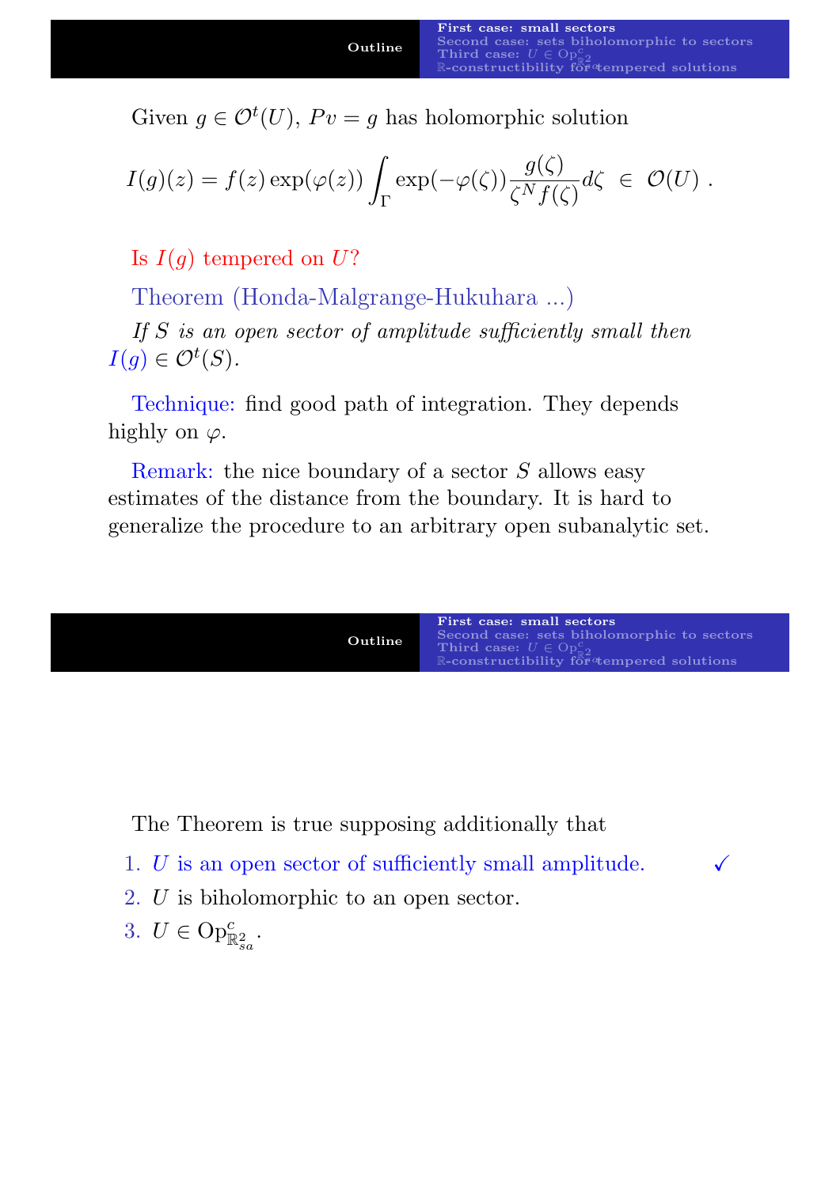Given $g \in \mathcal{O}^t(U)$, $Pv = g$ has holomorphic solution

$$I(g)(z) = f(z)\exp(\varphi(z))\int_\Gamma \exp(-\varphi(\zeta))\frac{g(\zeta)}{\zeta^N f(\zeta)}d\zeta \ \in \ \mathcal{O}(U)\ .$$

Is $I(g)$ tempered on $U$?

Theorem (Honda-Malgrange-Hukuhara ...)

*If $S$ is an open sector of amplitude sufficiently small then $I(g) \in \mathcal{O}^t(S)$.*

Technique: find good path of integration. They depends highly on $\varphi$.

Remark: the nice boundary of a sector $S$ allows easy estimates of the distance from the boundary. It is hard to generalize the procedure to an arbitrary open subanalytic set.

The Theorem is true supposing additionally that

1. $U$ is an open sector of sufficiently small amplitude. ✓
2. $U$ is biholomorphic to an open sector.
3. $U \in \mathrm{Op}^c_{\mathbb{R}^2_{sa}}$.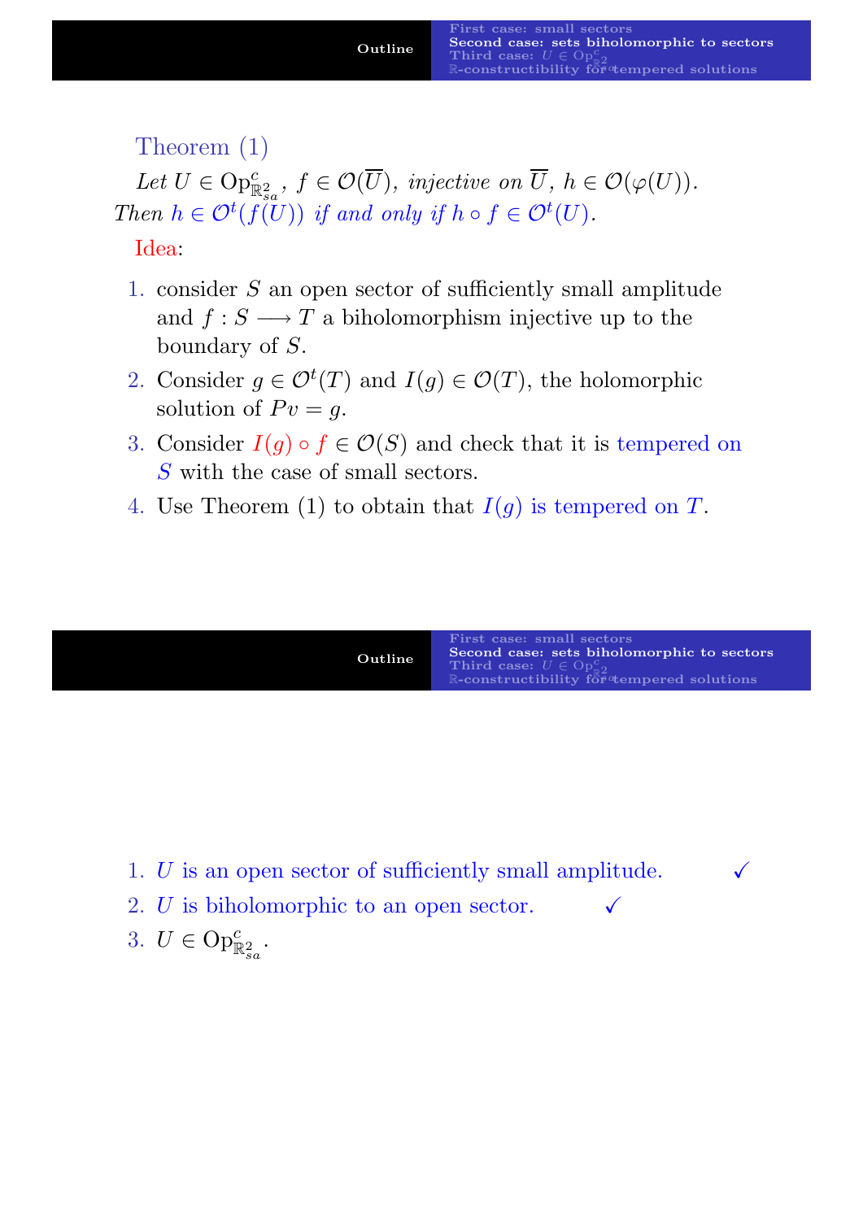### Theorem (1)

*Let $U \in \mathrm{Op}^c_{\mathbb{R}^2_{sa}}$, $f \in \mathcal{O}(\overline{U})$, injective on $\overline{U}$, $h \in \mathcal{O}(\varphi(U))$. Then $h \in \mathcal{O}^t(f(U))$ if and only if $h \circ f \in \mathcal{O}^t(U)$.*

Idea:

1. consider $S$ an open sector of sufficiently small amplitude and $f : S \longrightarrow T$ a biholomorphism injective up to the boundary of $S$.
2. Consider $g \in \mathcal{O}^t(T)$ and $I(g) \in \mathcal{O}(T)$, the holomorphic solution of $Pv = g$.
3. Consider $I(g) \circ f \in \mathcal{O}(S)$ and check that it is tempered on $S$ with the case of small sectors.
4. Use Theorem (1) to obtain that $I(g)$ is tempered on $T$.

---

1. $U$ is an open sector of sufficiently small amplitude. ✓
2. $U$ is biholomorphic to an open sector. ✓
3. $U \in \mathrm{Op}^c_{\mathbb{R}^2_{sa}}$.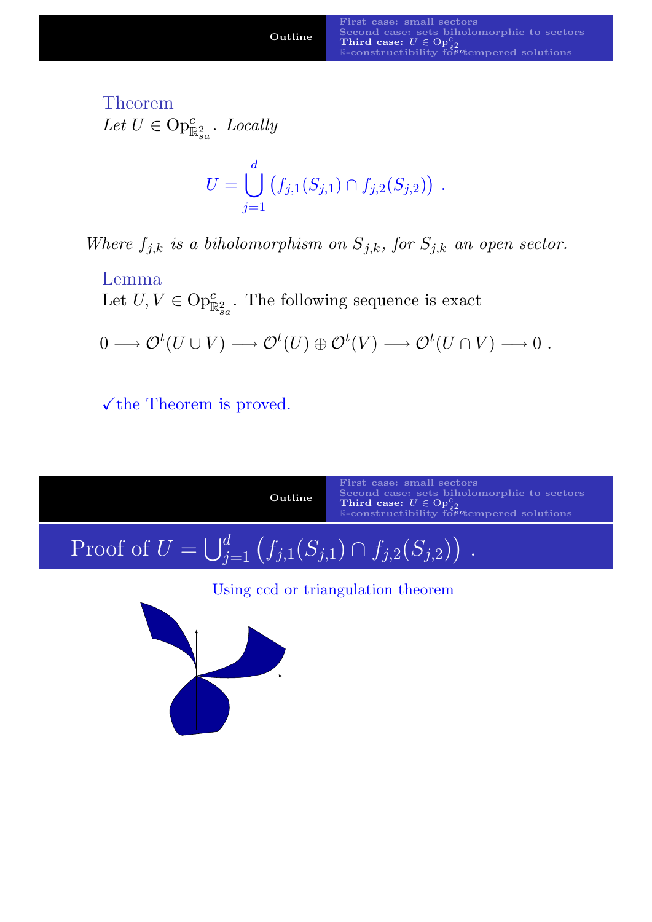**Theorem**

*Let $U \in \mathrm{Op}^c_{\mathbb{R}^2_{sa}}$. Locally*

$$U = \bigcup_{j=1}^{d} \left( f_{j,1}(S_{j,1}) \cap f_{j,2}(S_{j,2}) \right) .$$

*Where $f_{j,k}$ is a biholomorphism on $\overline{S}_{j,k}$, for $S_{j,k}$ an open sector.*

**Lemma**

Let $U, V \in \mathrm{Op}^c_{\mathbb{R}^2_{sa}}$. The following sequence is exact

$$0 \longrightarrow \mathcal{O}^t(U \cup V) \longrightarrow \mathcal{O}^t(U) \oplus \mathcal{O}^t(V) \longrightarrow \mathcal{O}^t(U \cap V) \longrightarrow 0 .$$

✓the Theorem is proved.

## Proof of $U = \bigcup_{j=1}^{d} \left( f_{j,1}(S_{j,1}) \cap f_{j,2}(S_{j,2}) \right)$ .

Using ccd or triangulation theorem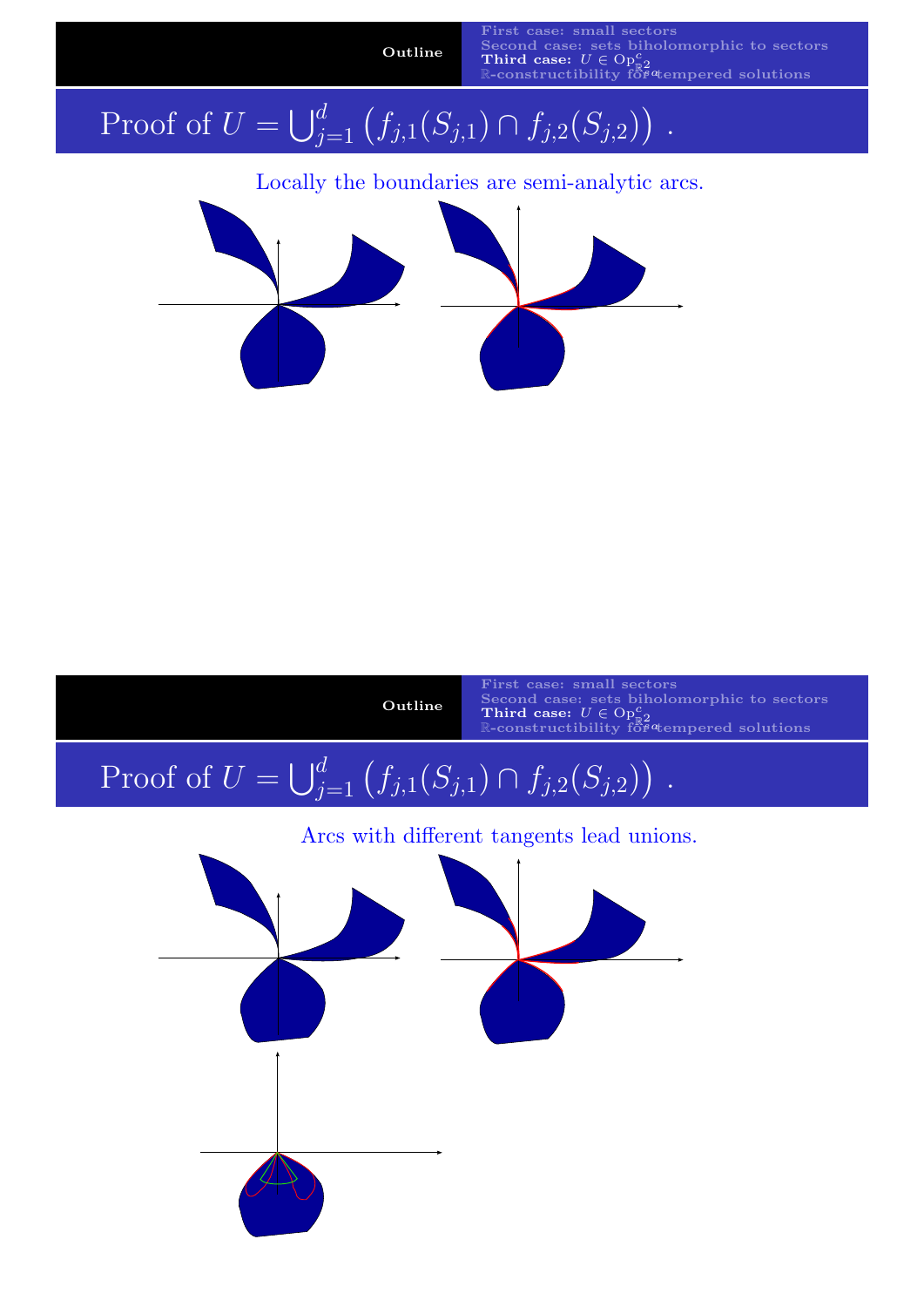## Proof of $U = \bigcup_{j=1}^{d} \left( f_{j,1}(S_{j,1}) \cap f_{j,2}(S_{j,2}) \right)$ .

Locally the boundaries are semi-analytic arcs.

## Proof of $U = \bigcup_{j=1}^{d} \left( f_{j,1}(S_{j,1}) \cap f_{j,2}(S_{j,2}) \right)$ .

Arcs with different tangents lead unions.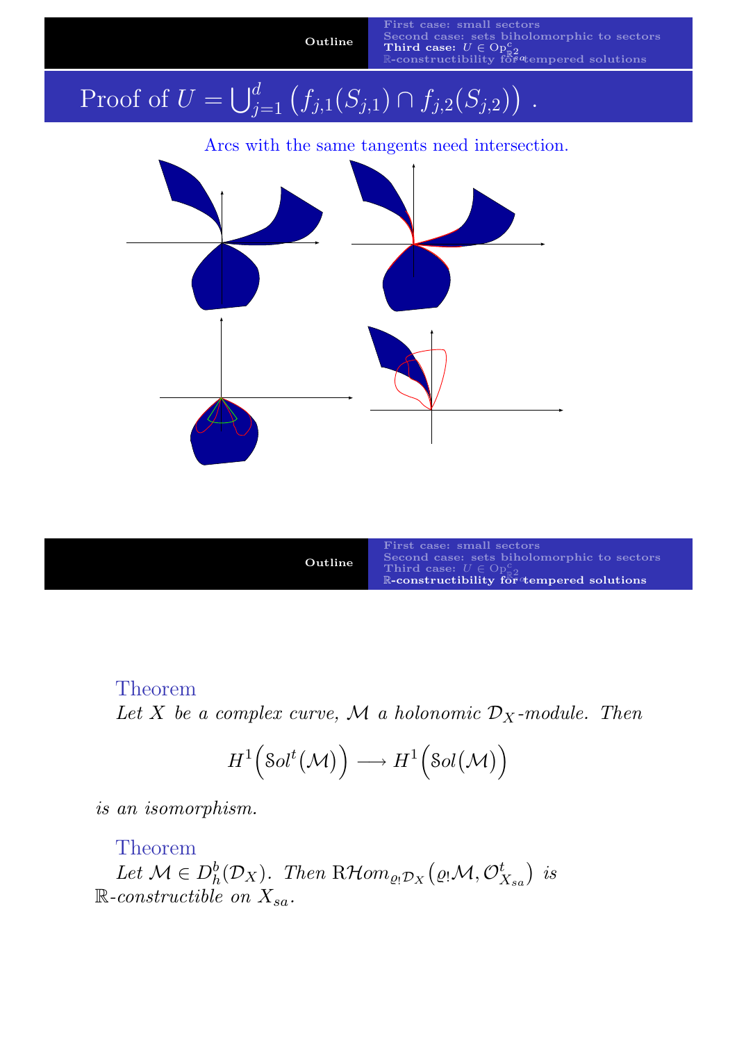## Proof of $U = \bigcup_{j=1}^{d} \left( f_{j,1}(S_{j,1}) \cap f_{j,2}(S_{j,2}) \right)$ .

Arcs with the same tangents need intersection.

**Theorem**

*Let $X$ be a complex curve, $\mathcal{M}$ a holonomic $\mathcal{D}_X$-module. Then*

$$H^1\Big(\mathcal{S}ol^t(\mathcal{M})\Big) \longrightarrow H^1\Big(\mathcal{S}ol(\mathcal{M})\Big)$$

*is an isomorphism.*

**Theorem**

*Let $\mathcal{M} \in D^b_h(\mathcal{D}_X)$. Then $\mathrm{R}\mathcal{H}om_{\varrho_!\mathcal{D}_X}\big(\varrho_!\mathcal{M}, \mathcal{O}^t_{X_{sa}}\big)$ is $\mathbb{R}$-constructible on $X_{sa}$.*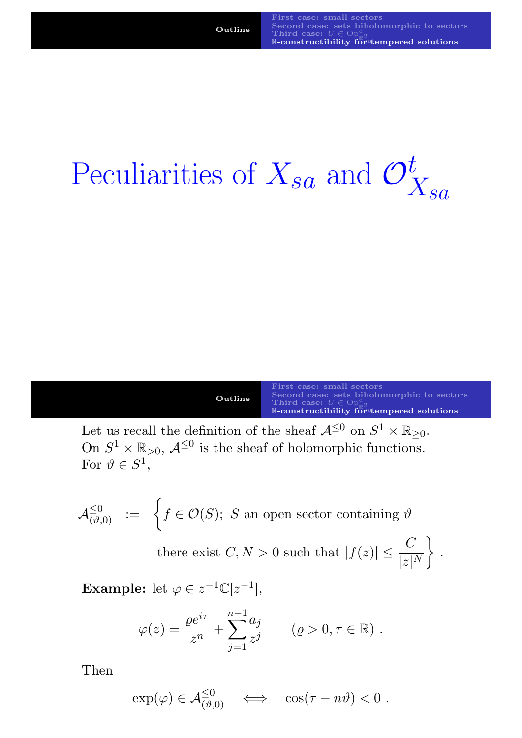# Peculiarities of $X_{sa}$ and $\mathcal{O}^t_{X_{sa}}$

Let us recall the definition of the sheaf $\mathcal{A}^{\leq 0}$ on $S^1 \times \mathbb{R}_{\geq 0}$.
On $S^1 \times \mathbb{R}_{>0}$, $\mathcal{A}^{\leq 0}$ is the sheaf of holomorphic functions.
For $\vartheta \in S^1$,

$$\mathcal{A}^{\leq 0}_{(\vartheta,0)} := \Big\{ f \in \mathcal{O}(S);\ S \text{ an open sector containing } \vartheta \text{ there exist } C, N > 0 \text{ such that } |f(z)| \leq \frac{C}{|z|^N} \Big\} .$$

**Example:** let $\varphi \in z^{-1}\mathbb{C}[z^{-1}]$,

$$\varphi(z) = \frac{\varrho e^{i\tau}}{z^n} + \sum_{j=1}^{n-1} \frac{a_j}{z^j} \qquad (\varrho > 0, \tau \in \mathbb{R}) .$$

Then

$$\exp(\varphi) \in \mathcal{A}^{\leq 0}_{(\vartheta,0)} \iff \cos(\tau - n\vartheta) < 0 .$$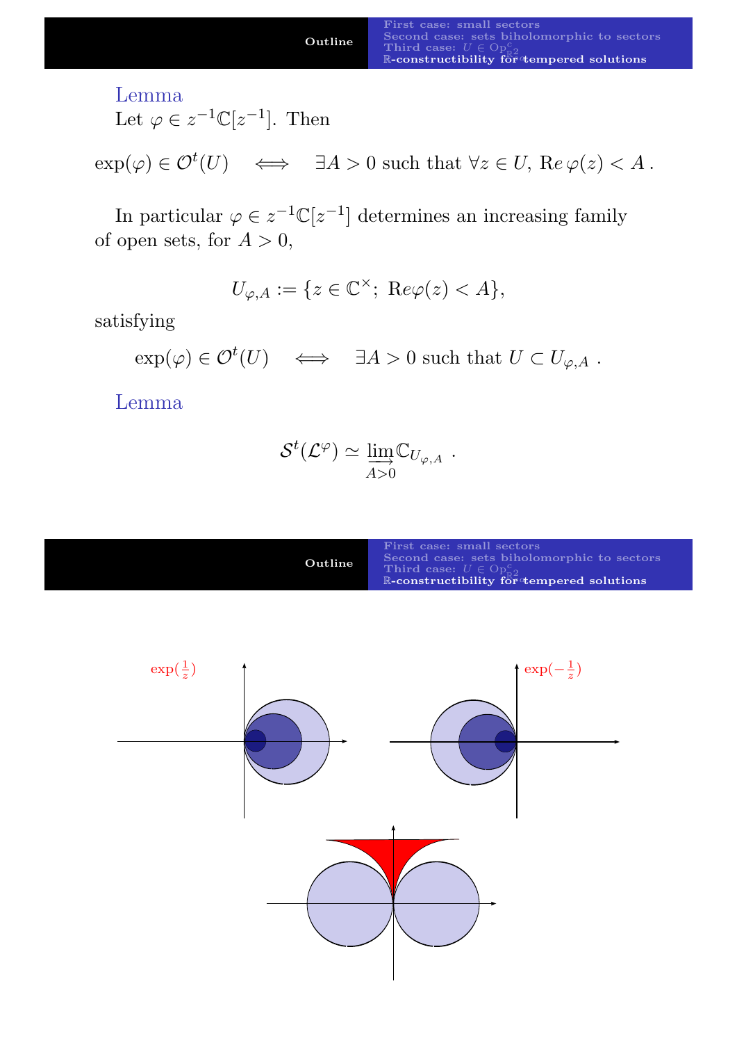**Lemma**
Let $\varphi \in z^{-1}\mathbb{C}[z^{-1}]$. Then

$$\exp(\varphi) \in \mathcal{O}^t(U) \quad \Longleftrightarrow \quad \exists A > 0 \text{ such that } \forall z \in U,\ \mathrm{Re}\,\varphi(z) < A\,.$$

In particular $\varphi \in z^{-1}\mathbb{C}[z^{-1}]$ determines an increasing family of open sets, for $A > 0$,

$$U_{\varphi,A} := \{z \in \mathbb{C}^\times;\ \mathrm{Re}\varphi(z) < A\},$$

satisfying

$$\exp(\varphi) \in \mathcal{O}^t(U) \quad \Longleftrightarrow \quad \exists A > 0 \text{ such that } U \subset U_{\varphi,A}\ .$$

**Lemma**

$$\mathcal{S}^t(\mathcal{L}^\varphi) \simeq \varinjlim_{A>0} \mathbb{C}_{U_{\varphi,A}}\ .$$

$\exp(\frac{1}{z})$

$\exp(-\frac{1}{z})$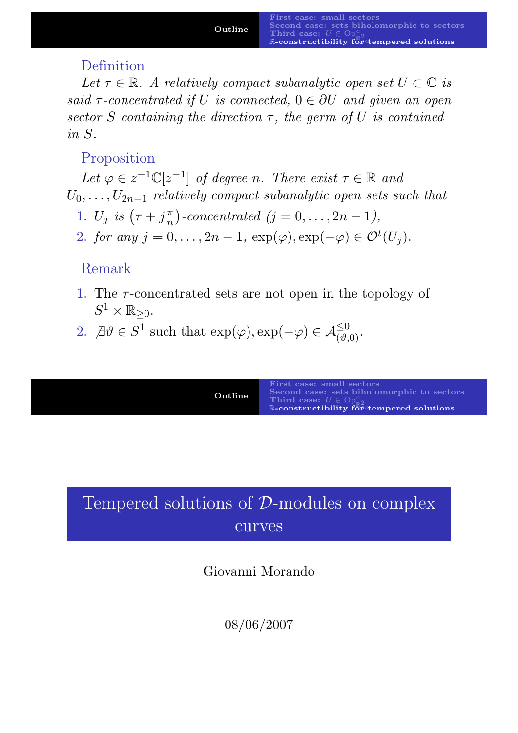### Definition

*Let $\tau \in \mathbb{R}$. A relatively compact subanalytic open set $U \subset \mathbb{C}$ is said $\tau$-concentrated if $U$ is connected, $0 \in \partial U$ and given an open sector $S$ containing the direction $\tau$, the germ of $U$ is contained in $S$.*

### Proposition

*Let $\varphi \in z^{-1}\mathbb{C}[z^{-1}]$ of degree $n$. There exist $\tau \in \mathbb{R}$ and $U_0, \ldots, U_{2n-1}$ relatively compact subanalytic open sets such that*

1. *$U_j$ is $\left(\tau + j\frac{\pi}{n}\right)$-concentrated ($j = 0, \ldots, 2n-1$),*
2. *for any $j = 0, \ldots, 2n-1$, $\exp(\varphi), \exp(-\varphi) \in \mathcal{O}^t(U_j)$.*

### Remark

1. The $\tau$-concentrated sets are not open in the topology of $S^1 \times \mathbb{R}_{\geq 0}$.
2. $\nexists \vartheta \in S^1$ such that $\exp(\varphi), \exp(-\varphi) \in \mathcal{A}^{\leq 0}_{(\vartheta,0)}$.

# Tempered solutions of $\mathcal{D}$-modules on complex curves

Giovanni Morando

08/06/2007